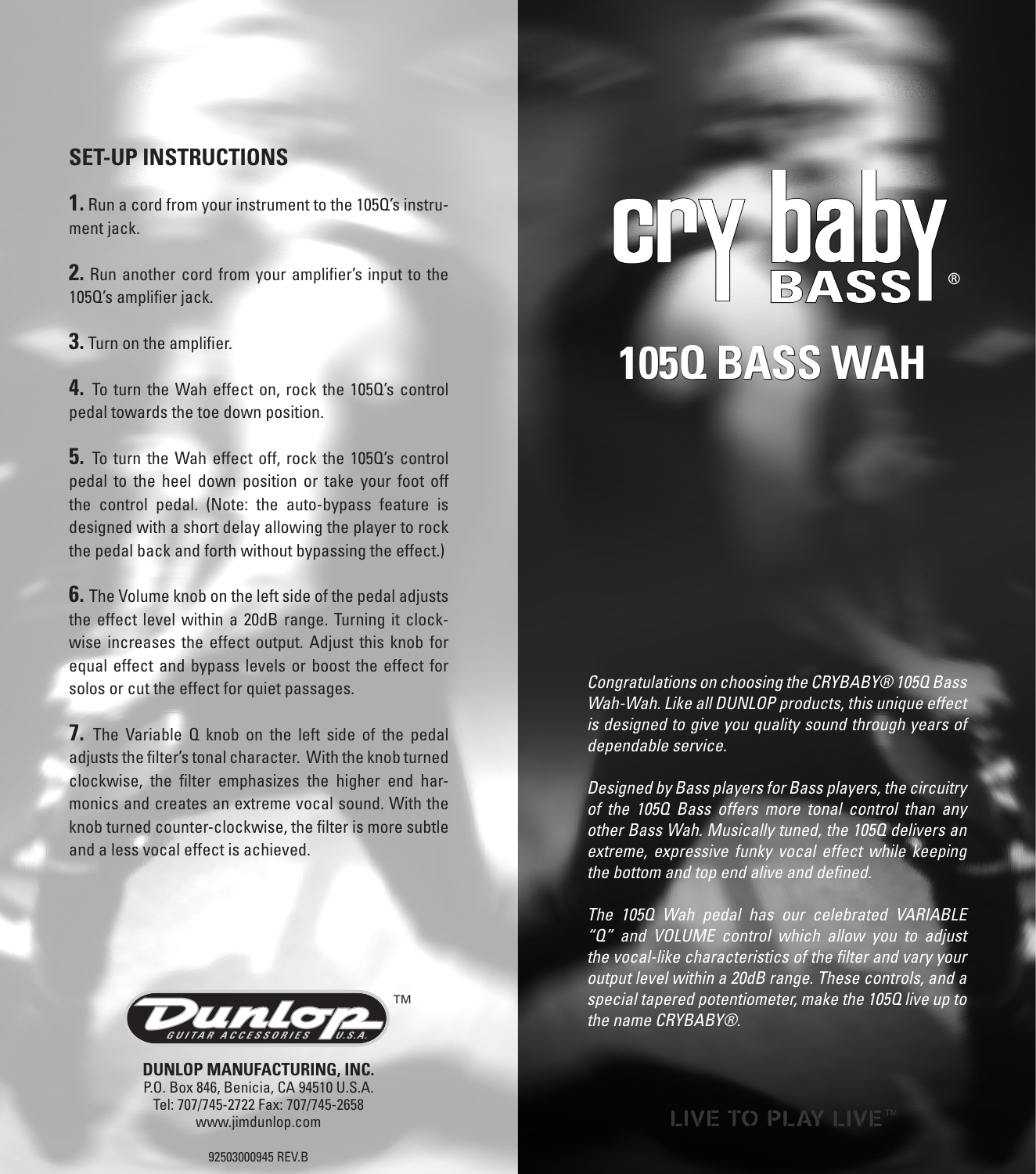## SET-UP INSTRUCTIONS

**1.** Run a cord from your instrument to the 105Q's instrument jack.

**2.** Run another cord from your amplifier's input to the 105Q's amplifier jack.

**3.** Turn on the amplifier.

**4.** To turn the Wah effect on, rock the 105Q's control pedal towards the toe down position.

**5.** To turn the Wah effect off, rock the 105Q's control pedal to the heel down position or take your foot off the control pedal. (Note: the auto-bypass feature is designed with a short delay allowing the player to rock the pedal back and forth without bypassing the effect.)

**6.** The Volume knob on the left side of the pedal adjusts the effect level within a 20dB range. Turning it clockwise increases the effect output. Adjust this knob for equal effect and bypass levels or boost the effect for solos or cut the effect for quiet passages.

**7.** The Variable Q knob on the left side of the pedal adjusts the filter's tonal character. With the knob turned clockwise, the filter emphasizes the higher end harmonics and creates an extreme vocal sound. With the knob turned counter-clockwise, the filter is more subtle and a less vocal effect is achieved.

Dunlop GUITAR ACCESSORIES U.S.A.™

**DUNLOP MANUFACTURING, INC.**
P.O. Box 846, Benicia, CA 94510 U.S.A.
Tel: 707/745-2722 Fax: 707/745-2658
www.jimdunlop.com

92503000945 REV.B

# cry baby BASS®

# 105Q BASS WAH

*Congratulations on choosing the CRYBABY® 105Q Bass Wah-Wah. Like all DUNLOP products, this unique effect is designed to give you quality sound through years of dependable service.*

*Designed by Bass players for Bass players, the circuitry of the 105Q Bass offers more tonal control than any other Bass Wah. Musically tuned, the 105Q delivers an extreme, expressive funky vocal effect while keeping the bottom and top end alive and defined.*

*The 105Q Wah pedal has our celebrated VARIABLE "Q" and VOLUME control which allow you to adjust the vocal-like characteristics of the filter and vary your output level within a 20dB range. These controls, and a special tapered potentiometer, make the 105Q live up to the name CRYBABY®.*

LIVE TO PLAY LIVE™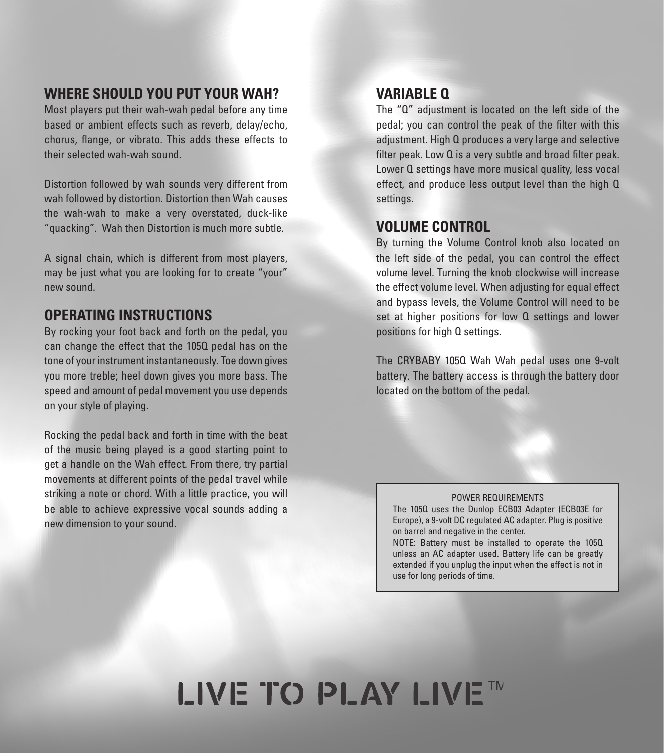## WHERE SHOULD YOU PUT YOUR WAH?

Most players put their wah-wah pedal before any time based or ambient effects such as reverb, delay/echo, chorus, flange, or vibrato. This adds these effects to their selected wah-wah sound.

Distortion followed by wah sounds very different from wah followed by distortion. Distortion then Wah causes the wah-wah to make a very overstated, duck-like "quacking". Wah then Distortion is much more subtle.

A signal chain, which is different from most players, may be just what you are looking for to create "your" new sound.

## OPERATING INSTRUCTIONS

By rocking your foot back and forth on the pedal, you can change the effect that the 105Q pedal has on the tone of your instrument instantaneously. Toe down gives you more treble; heel down gives you more bass. The speed and amount of pedal movement you use depends on your style of playing.

Rocking the pedal back and forth in time with the beat of the music being played is a good starting point to get a handle on the Wah effect. From there, try partial movements at different points of the pedal travel while striking a note or chord. With a little practice, you will be able to achieve expressive vocal sounds adding a new dimension to your sound.

## VARIABLE Q

The "Q" adjustment is located on the left side of the pedal; you can control the peak of the filter with this adjustment. High Q produces a very large and selective filter peak. Low Q is a very subtle and broad filter peak. Lower Q settings have more musical quality, less vocal effect, and produce less output level than the high Q settings.

## VOLUME CONTROL

By turning the Volume Control knob also located on the left side of the pedal, you can control the effect volume level. Turning the knob clockwise will increase the effect volume level. When adjusting for equal effect and bypass levels, the Volume Control will need to be set at higher positions for low Q settings and lower positions for high Q settings.

The CRYBABY 105Q Wah Wah pedal uses one 9-volt battery. The battery access is through the battery door located on the bottom of the pedal.

POWER REQUIREMENTS

The 105Q uses the Dunlop ECB03 Adapter (ECB03E for Europe), a 9-volt DC regulated AC adapter. Plug is positive on barrel and negative in the center.

NOTE: Battery must be installed to operate the 105Q unless an AC adapter used. Battery life can be greatly extended if you unplug the input when the effect is not in use for long periods of time.

LIVE TO PLAY LIVE™